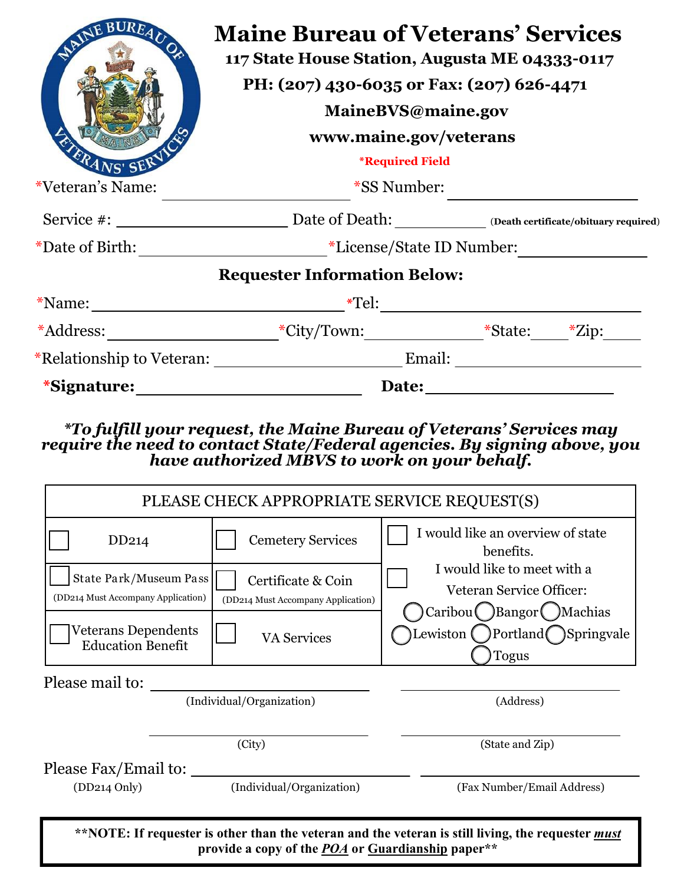# Maine Bureau of Veterans' Services

**117 State House Station, Augusta ME 04333-0117**

**PH: (207) 430-6035 or Fax: (207) 626-4471**

**MaineBVS@maine.gov**

**www.maine.gov/veterans**

**\*Required Field**

\*Veteran's Name: ____________________ \*SS Number: ____________________

Service #: ____________________ Date of Death: __________ **(Death certificate/obituary required)**

\*Date of Birth: ____________________ \*License/State ID Number: ______________

**Requester Information Below:**

\*Name: ____________________________ \*Tel: ____________________________

\*Address: __________________ \*City/Town: ______________ \*State: _____ \*Zip: _____

\*Relationship to Veteran: ____________________ Email: ____________________

**\*Signature: ______________________ Date: ____________________**

***\*To fulfill your request, the Maine Bureau of Veterans' Services may require the need to contact State/Federal agencies. By signing above, you have authorized MBVS to work on your behalf.***

| PLEASE CHECK APPROPRIATE SERVICE REQUEST(S) | | |
|---|---|---|
| ☐ DD214 | ☐ Cemetery Services | ☐ I would like an overview of state benefits. |
| ☐ State Park/Museum Pass (DD214 Must Accompany Application) | ☐ Certificate & Coin (DD214 Must Accompany Application) | ☐ I would like to meet with a Veteran Service Officer: ◯ Caribou ◯ Bangor ◯ Machias ◯ Lewiston ◯ Portland ◯ Springvale ◯ Togus |
| ☐ Veterans Dependents Education Benefit | ☐ VA Services | |

Please mail to: ____________________ ____________________
(Individual/Organization) (Address)

____________________ ____________________
(City) (State and Zip)

Please Fax/Email to: ____________________ ____________________
(DD214 Only) (Individual/Organization) (Fax Number/Email Address)

**\*\*NOTE: If requester is other than the veteran and the veteran is still living, the requester *must* provide a copy of the *POA* or Guardianship paper\*\***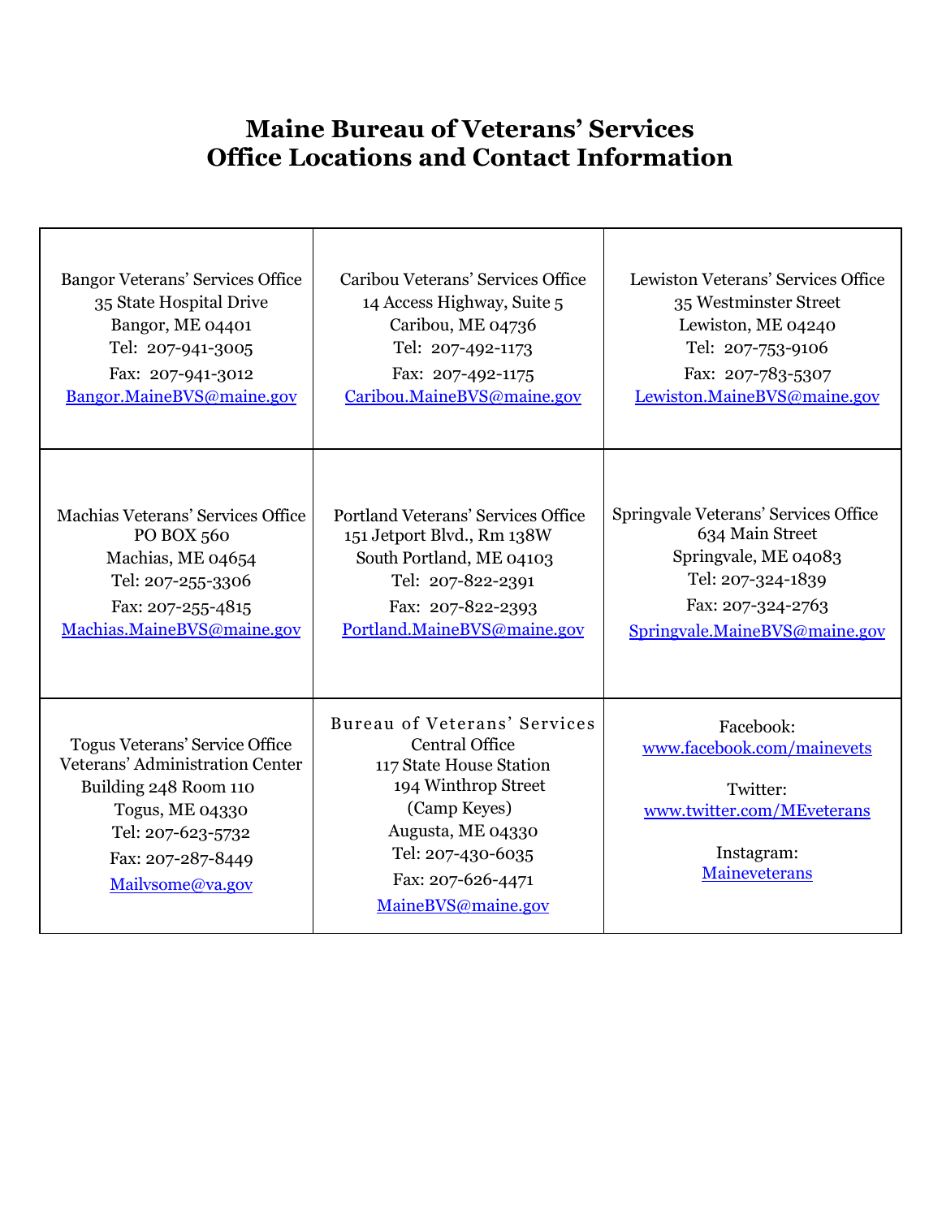# Maine Bureau of Veterans' Services
# Office Locations and Contact Information

| | | |
|---|---|---|
| Bangor Veterans' Services Office<br>35 State Hospital Drive<br>Bangor, ME 04401<br>Tel: 207-941-3005<br>Fax: 207-941-3012<br>Bangor.MaineBVS@maine.gov | Caribou Veterans' Services Office<br>14 Access Highway, Suite 5<br>Caribou, ME 04736<br>Tel: 207-492-1173<br>Fax: 207-492-1175<br>Caribou.MaineBVS@maine.gov | Lewiston Veterans' Services Office<br>35 Westminster Street<br>Lewiston, ME 04240<br>Tel: 207-753-9106<br>Fax: 207-783-5307<br>Lewiston.MaineBVS@maine.gov |
| Machias Veterans' Services Office<br>PO BOX 560<br>Machias, ME 04654<br>Tel: 207-255-3306<br>Fax: 207-255-4815<br>Machias.MaineBVS@maine.gov | Portland Veterans' Services Office<br>151 Jetport Blvd., Rm 138W<br>South Portland, ME 04103<br>Tel: 207-822-2391<br>Fax: 207-822-2393<br>Portland.MaineBVS@maine.gov | Springvale Veterans' Services Office<br>634 Main Street<br>Springvale, ME 04083<br>Tel: 207-324-1839<br>Fax: 207-324-2763<br>Springvale.MaineBVS@maine.gov |
| Togus Veterans' Service Office<br>Veterans' Administration Center<br>Building 248 Room 110<br>Togus, ME 04330<br>Tel: 207-623-5732<br>Fax: 207-287-8449<br>Mailvsome@va.gov | Bureau of Veterans' Services<br>Central Office<br>117 State House Station<br>194 Winthrop Street<br>(Camp Keyes)<br>Augusta, ME 04330<br>Tel: 207-430-6035<br>Fax: 207-626-4471<br>MaineBVS@maine.gov | Facebook:<br>www.facebook.com/mainevets<br><br>Twitter:<br>www.twitter.com/MEveterans<br><br>Instagram:<br>Maineveterans |